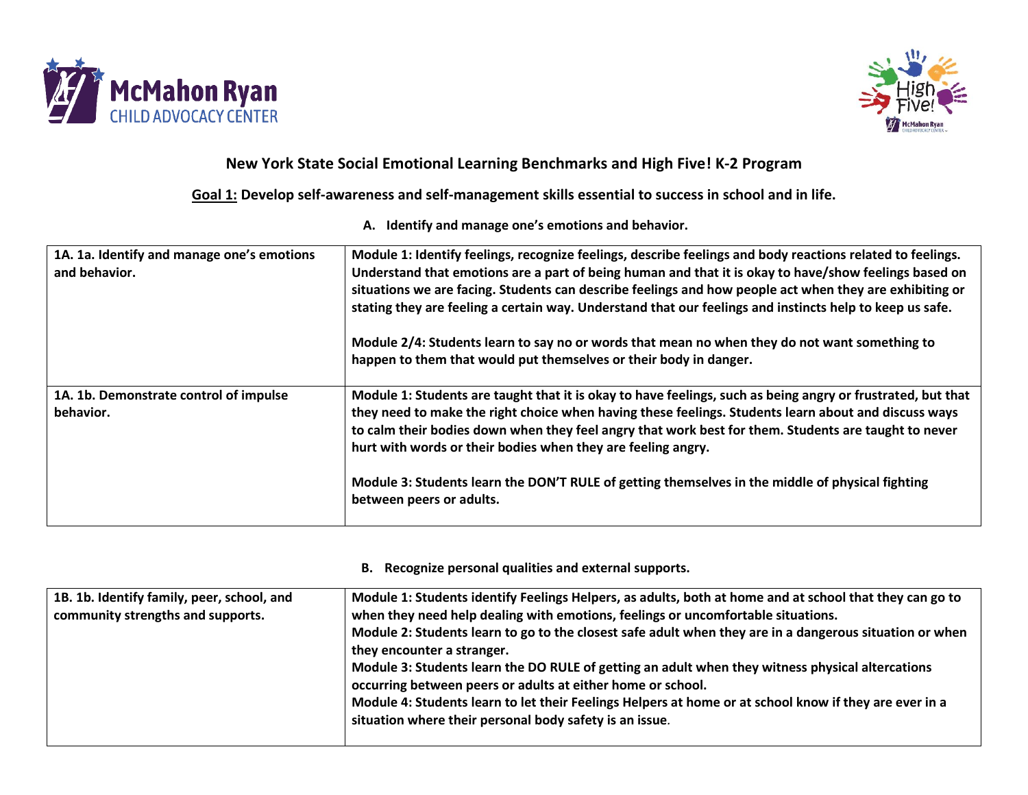# New York State Social Emotional Learning Benchmarks and High Five! K-2 Program

**Goal 1: Develop self-awareness and self-management skills essential to success in school and in life.**

### A. Identify and manage one's emotions and behavior.

| | |
|---|---|
| **1A. 1a. Identify and manage one's emotions and behavior.** | **Module 1: Identify feelings, recognize feelings, describe feelings and body reactions related to feelings. Understand that emotions are a part of being human and that it is okay to have/show feelings based on situations we are facing. Students can describe feelings and how people act when they are exhibiting or stating they are feeling a certain way. Understand that our feelings and instincts help to keep us safe.**<br><br>**Module 2/4: Students learn to say no or words that mean no when they do not want something to happen to them that would put themselves or their body in danger.** |
| **1A. 1b. Demonstrate control of impulse behavior.** | **Module 1: Students are taught that it is okay to have feelings, such as being angry or frustrated, but that they need to make the right choice when having these feelings. Students learn about and discuss ways to calm their bodies down when they feel angry that work best for them. Students are taught to never hurt with words or their bodies when they are feeling angry.**<br><br>**Module 3: Students learn the DON'T RULE of getting themselves in the middle of physical fighting between peers or adults.** |

### B. Recognize personal qualities and external supports.

| | |
|---|---|
| **1B. 1b. Identify family, peer, school, and community strengths and supports.** | **Module 1: Students identify Feelings Helpers, as adults, both at home and at school that they can go to when they need help dealing with emotions, feelings or uncomfortable situations.**<br>**Module 2: Students learn to go to the closest safe adult when they are in a dangerous situation or when they encounter a stranger.**<br>**Module 3: Students learn the DO RULE of getting an adult when they witness physical altercations occurring between peers or adults at either home or school.**<br>**Module 4: Students learn to let their Feelings Helpers at home or at school know if they are ever in a situation where their personal body safety is an issue.** |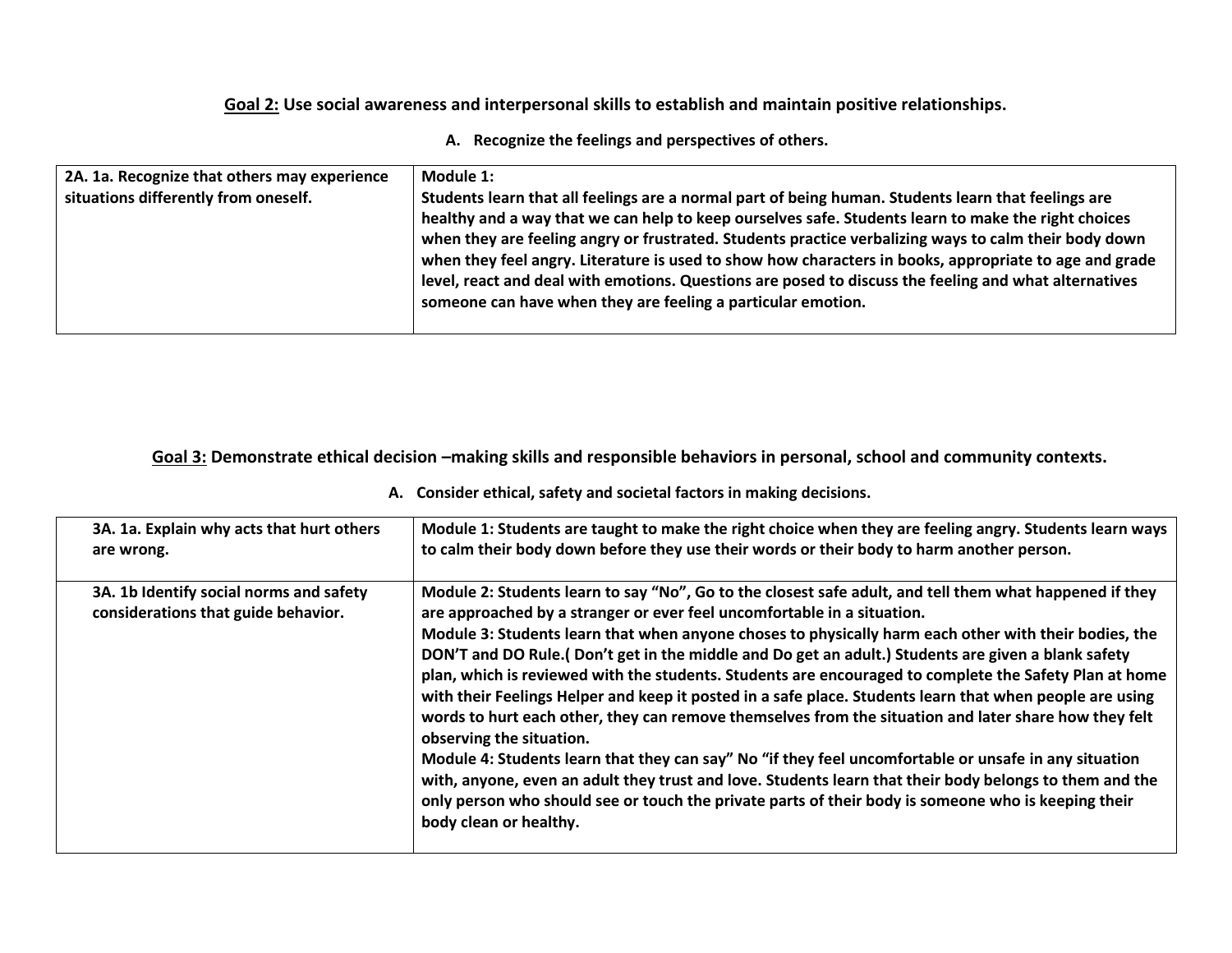**<u>Goal 2:</u> Use social awareness and interpersonal skills to establish and maintain positive relationships.**

**A. Recognize the feelings and perspectives of others.**

| | |
|---|---|
| **2A. 1a. Recognize that others may experience situations differently from oneself.** | **Module 1:** **Students learn that all feelings are a normal part of being human. Students learn that feelings are healthy and a way that we can help to keep ourselves safe. Students learn to make the right choices when they are feeling angry or frustrated. Students practice verbalizing ways to calm their body down when they feel angry. Literature is used to show how characters in books, appropriate to age and grade level, react and deal with emotions. Questions are posed to discuss the feeling and what alternatives someone can have when they are feeling a particular emotion.** |

**<u>Goal 3:</u> Demonstrate ethical decision –making skills and responsible behaviors in personal, school and community contexts.**

**A. Consider ethical, safety and societal factors in making decisions.**

| | |
|---|---|
| **3A. 1a. Explain why acts that hurt others are wrong.** | **Module 1: Students are taught to make the right choice when they are feeling angry. Students learn ways to calm their body down before they use their words or their body to harm another person.** |
| **3A. 1b Identify social norms and safety considerations that guide behavior.** | **Module 2: Students learn to say "No", Go to the closest safe adult, and tell them what happened if they are approached by a stranger or ever feel uncomfortable in a situation.** **Module 3: Students learn that when anyone choses to physically harm each other with their bodies, the DON'T and DO Rule.( Don't get in the middle and Do get an adult.) Students are given a blank safety plan, which is reviewed with the students. Students are encouraged to complete the Safety Plan at home with their Feelings Helper and keep it posted in a safe place. Students learn that when people are using words to hurt each other, they can remove themselves from the situation and later share how they felt observing the situation.** **Module 4: Students learn that they can say" No "if they feel uncomfortable or unsafe in any situation with, anyone, even an adult they trust and love. Students learn that their body belongs to them and the only person who should see or touch the private parts of their body is someone who is keeping their body clean or healthy.** |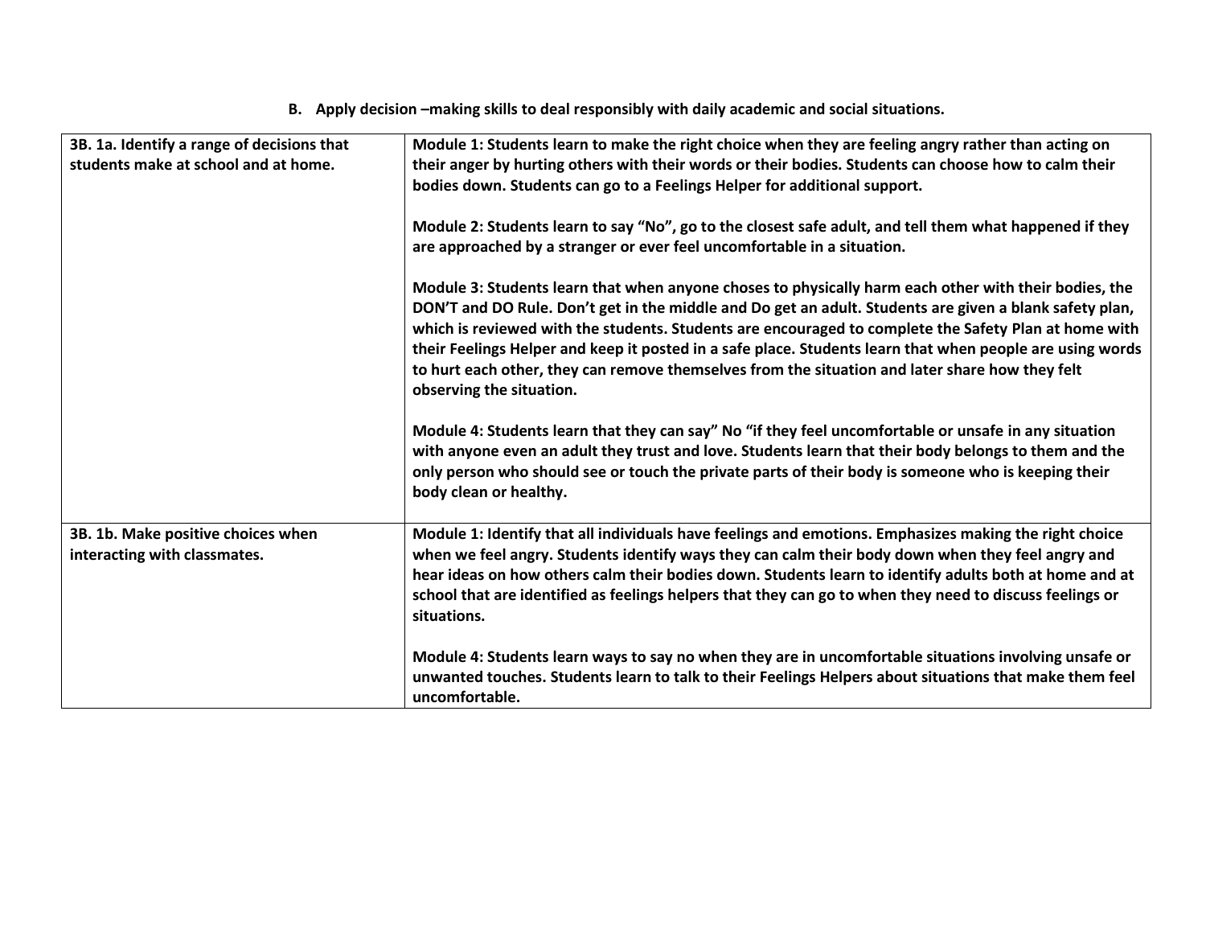B. Apply decision –making skills to deal responsibly with daily academic and social situations.

| | |
|---|---|
| **3B. 1a. Identify a range of decisions that students make at school and at home.** | **Module 1: Students learn to make the right choice when they are feeling angry rather than acting on their anger by hurting others with their words or their bodies. Students can choose how to calm their bodies down. Students can go to a Feelings Helper for additional support.**<br><br>**Module 2: Students learn to say "No", go to the closest safe adult, and tell them what happened if they are approached by a stranger or ever feel uncomfortable in a situation.**<br><br>**Module 3: Students learn that when anyone choses to physically harm each other with their bodies, the DON'T and DO Rule. Don't get in the middle and Do get an adult. Students are given a blank safety plan, which is reviewed with the students. Students are encouraged to complete the Safety Plan at home with their Feelings Helper and keep it posted in a safe place. Students learn that when people are using words to hurt each other, they can remove themselves from the situation and later share how they felt observing the situation.**<br><br>**Module 4: Students learn that they can say" No "if they feel uncomfortable or unsafe in any situation with anyone even an adult they trust and love. Students learn that their body belongs to them and the only person who should see or touch the private parts of their body is someone who is keeping their body clean or healthy.** |
| **3B. 1b. Make positive choices when interacting with classmates.** | **Module 1: Identify that all individuals have feelings and emotions. Emphasizes making the right choice when we feel angry. Students identify ways they can calm their body down when they feel angry and hear ideas on how others calm their bodies down. Students learn to identify adults both at home and at school that are identified as feelings helpers that they can go to when they need to discuss feelings or situations.**<br><br>**Module 4: Students learn ways to say no when they are in uncomfortable situations involving unsafe or unwanted touches. Students learn to talk to their Feelings Helpers about situations that make them feel uncomfortable.** |